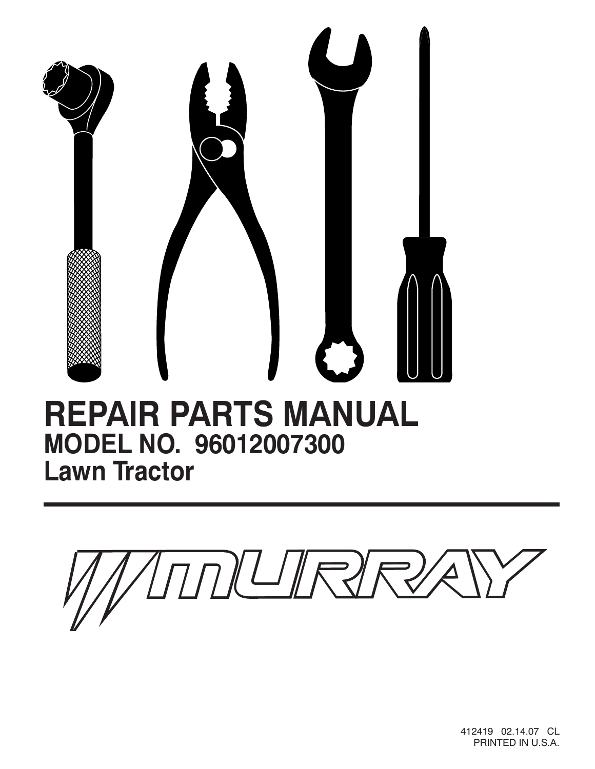# REPAIR PARTS MANUAL

## MODEL NO. 96012007300

## Lawn Tractor

MURRAY

412419 02.14.07 CL
PRINTED IN U.S.A.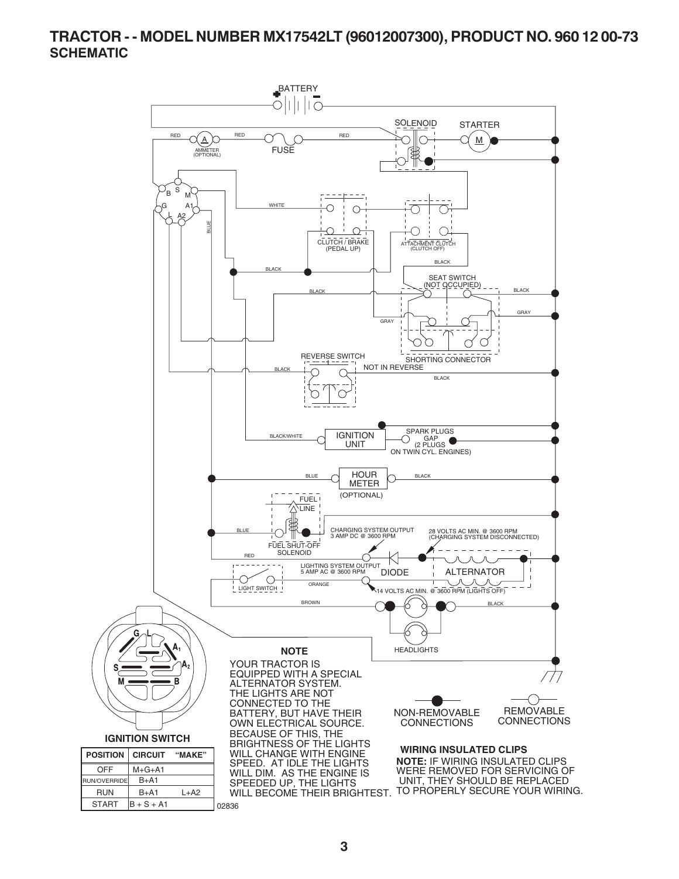# TRACTOR - - MODEL NUMBER MX17542LT (96012007300), PRODUCT NO. 960 12 00-73
## SCHEMATIC

BATTERY

SOLENOID

STARTER

RED

AMMETER (OPTIONAL)

RED

FUSE

RED

WHITE

BLUE

CLUTCH / BRAKE (PEDAL UP)

ATTACHMENT CLUTCH (CLUTCH OFF)

BLACK

BLACK

SEAT SWITCH (NOT OCCUPIED)

BLACK

BLACK

GRAY

GRAY

SHORTING CONNECTOR

REVERSE SWITCH

BLACK

NOT IN REVERSE

BLACK

BLACK/WHITE

IGNITION UNIT

SPARK PLUGS GAP (2 PLUGS ON TWIN CYL. ENGINES)

BLUE

HOUR METER (OPTIONAL)

BLACK

FUEL LINE

BLUE

FUEL SHUT-OFF SOLENOID

CHARGING SYSTEM OUTPUT 3 AMP DC @ 3600 RPM

28 VOLTS AC MIN. @ 3600 RPM (CHARGING SYSTEM DISCONNECTED)

RED

LIGHTING SYSTEM OUTPUT 5 AMP AC @ 3600 RPM

DIODE

ALTERNATOR

LIGHT SWITCH

ORANGE

14 VOLTS AC MIN. @ 3600 RPM (LIGHTS OFF)

BROWN

BLACK

HEADLIGHTS

**NOTE**

YOUR TRACTOR IS EQUIPPED WITH A SPECIAL ALTERNATOR SYSTEM. THE LIGHTS ARE NOT CONNECTED TO THE BATTERY, BUT HAVE THEIR OWN ELECTRICAL SOURCE. BECAUSE OF THIS, THE BRIGHTNESS OF THE LIGHTS WILL CHANGE WITH ENGINE SPEED. AT IDLE THE LIGHTS WILL DIM. AS THE ENGINE IS SPEEDED UP, THE LIGHTS WILL BECOME THEIR BRIGHTEST.

NON-REMOVABLE CONNECTIONS

REMOVABLE CONNECTIONS

**WIRING INSULATED CLIPS**

**NOTE:** IF WIRING INSULATED CLIPS WERE REMOVED FOR SERVICING OF UNIT, THEY SHOULD BE REPLACED TO PROPERLY SECURE YOUR WIRING.

**IGNITION SWITCH**

| POSITION | CIRCUIT | "MAKE" |
|---|---|---|
| OFF | M+G+A1 | |
| RUN/OVERRIDE | B+A1 | |
| RUN | B+A1 | L+A2 |
| START | B + S + A1 | |

02836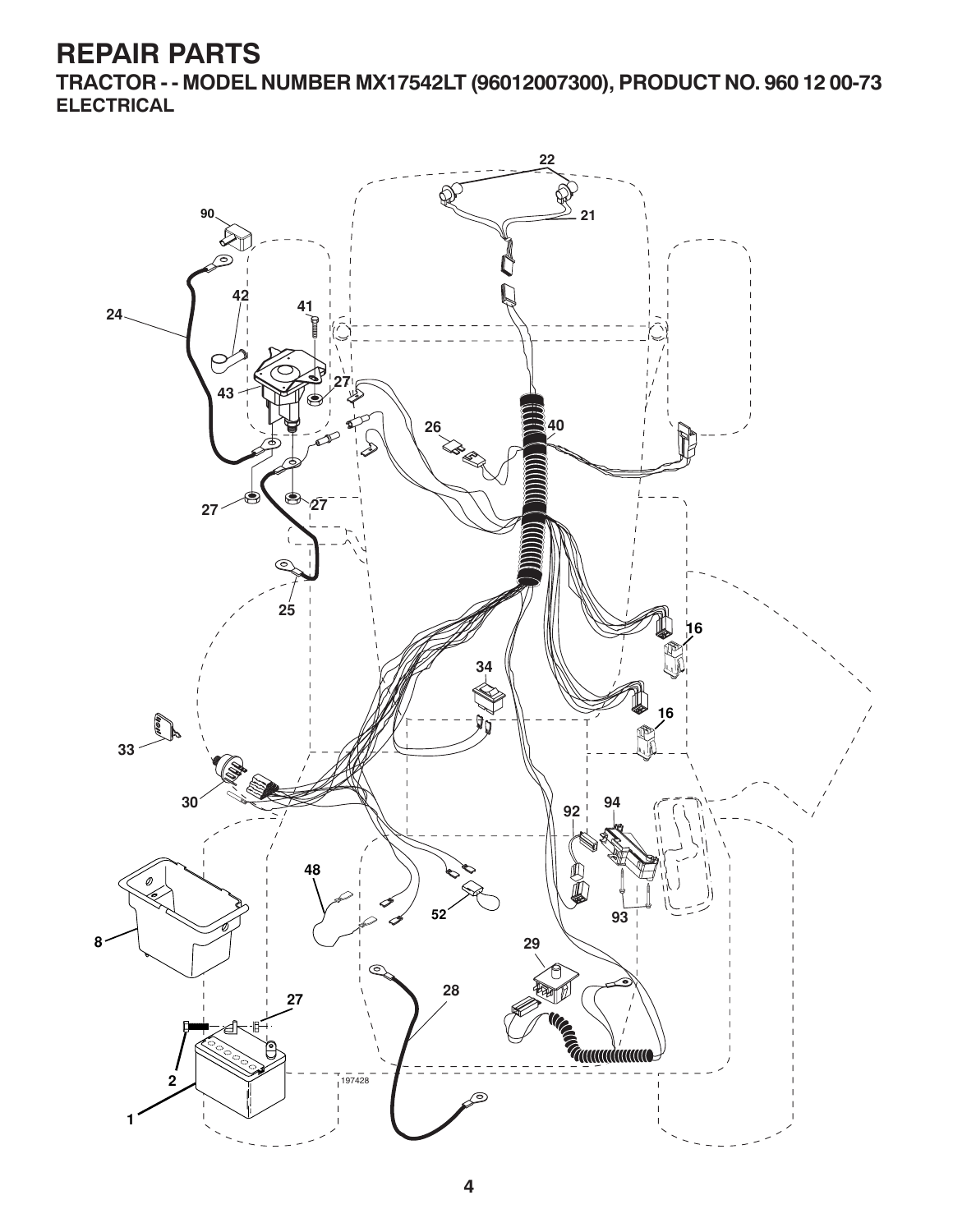# REPAIR PARTS

## TRACTOR - - MODEL NUMBER MX17542LT (96012007300), PRODUCT NO. 960 12 00-73

### ELECTRICAL

22 21 90 42 41 24 43 27 26 40 27 27 25 16 34 16 33 30 92 94 48 52 93 8 29 27 28 2 1 197428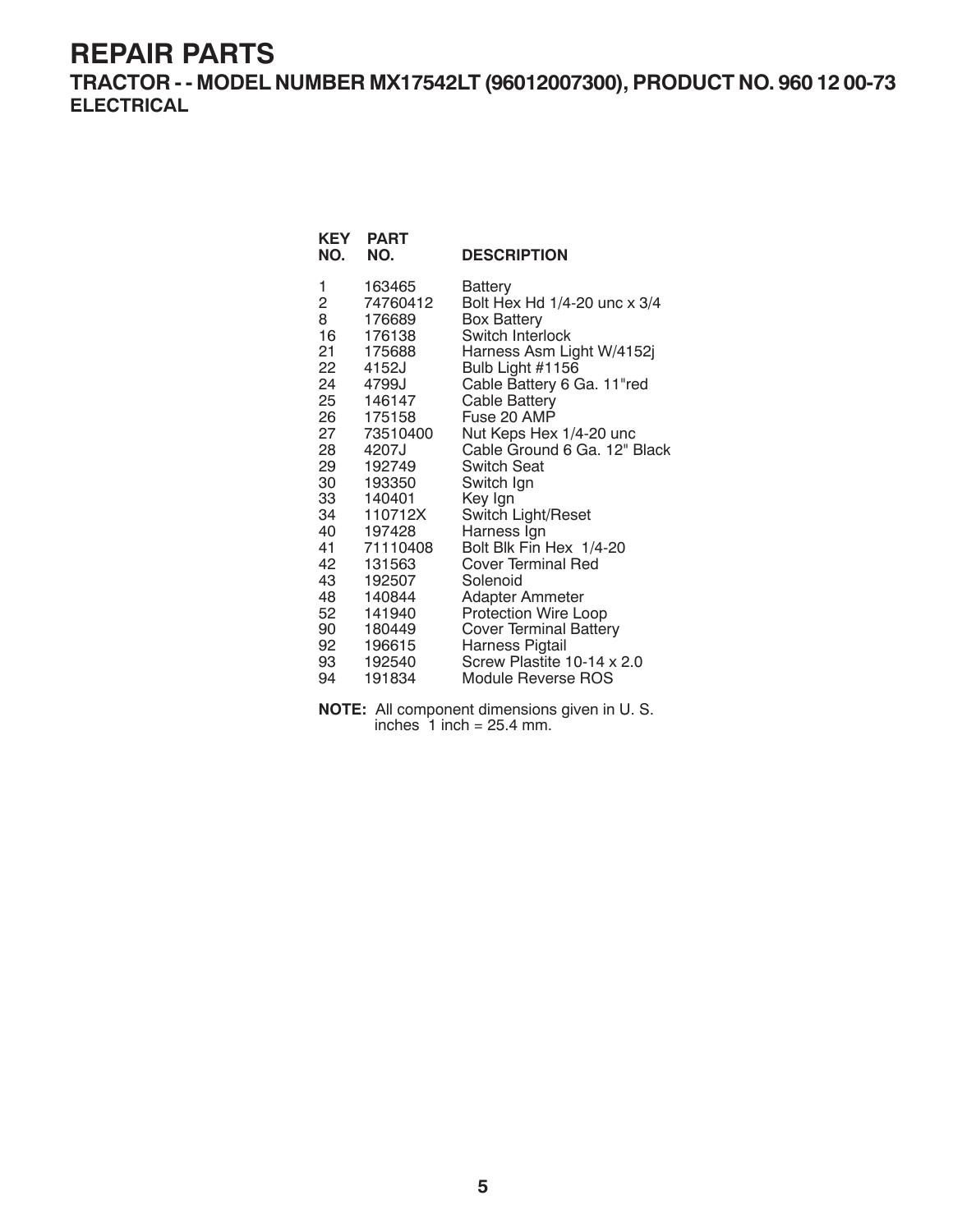# REPAIR PARTS

## TRACTOR - - MODEL NUMBER MX17542LT (96012007300), PRODUCT NO. 960 12 00-73

### ELECTRICAL

| KEY NO. | PART NO. | DESCRIPTION |
|---|---|---|
| 1 | 163465 | Battery |
| 2 | 74760412 | Bolt Hex Hd 1/4-20 unc x 3/4 |
| 8 | 176689 | Box Battery |
| 16 | 176138 | Switch Interlock |
| 21 | 175688 | Harness Asm Light W/4152j |
| 22 | 4152J | Bulb Light #1156 |
| 24 | 4799J | Cable Battery 6 Ga. 11"red |
| 25 | 146147 | Cable Battery |
| 26 | 175158 | Fuse 20 AMP |
| 27 | 73510400 | Nut Keps Hex 1/4-20 unc |
| 28 | 4207J | Cable Ground 6 Ga. 12" Black |
| 29 | 192749 | Switch Seat |
| 30 | 193350 | Switch Ign |
| 33 | 140401 | Key Ign |
| 34 | 110712X | Switch Light/Reset |
| 40 | 197428 | Harness Ign |
| 41 | 71110408 | Bolt Blk Fin Hex 1/4-20 |
| 42 | 131563 | Cover Terminal Red |
| 43 | 192507 | Solenoid |
| 48 | 140844 | Adapter Ammeter |
| 52 | 141940 | Protection Wire Loop |
| 90 | 180449 | Cover Terminal Battery |
| 92 | 196615 | Harness Pigtail |
| 93 | 192540 | Screw Plastite 10-14 x 2.0 |
| 94 | 191834 | Module Reverse ROS |

**NOTE:** All component dimensions given in U. S. inches 1 inch = 25.4 mm.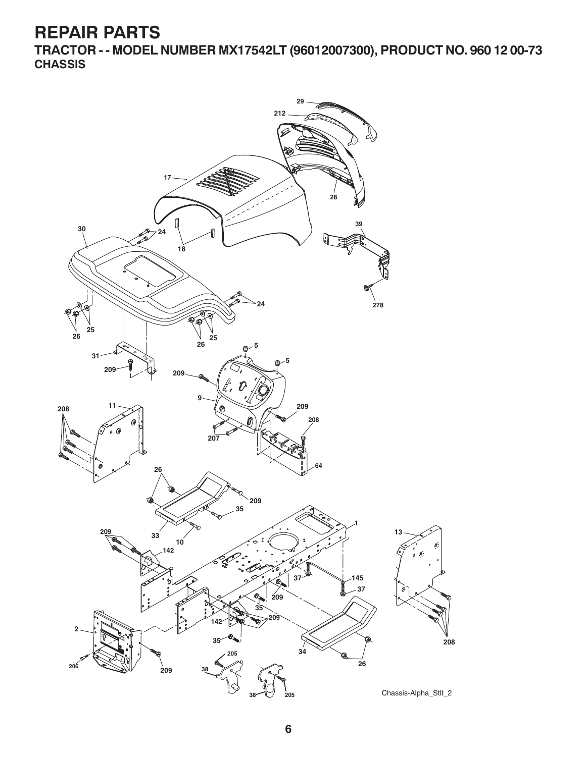# REPAIR PARTS

## TRACTOR - - MODEL NUMBER MX17542LT (96012007300), PRODUCT NO. 960 12 00-73

### CHASSIS

29
212
17
28
30
24
18
39
24
278
26
25
26
25
5
31
5
209
209
9
208
11
209
208
207
64
26
209
35
1
209
33
10
13
142
37
145
37
209
35
142
209
2
35
34
208
205
206
209
38
26
38
205

Chassis-Alpha_Stlt_2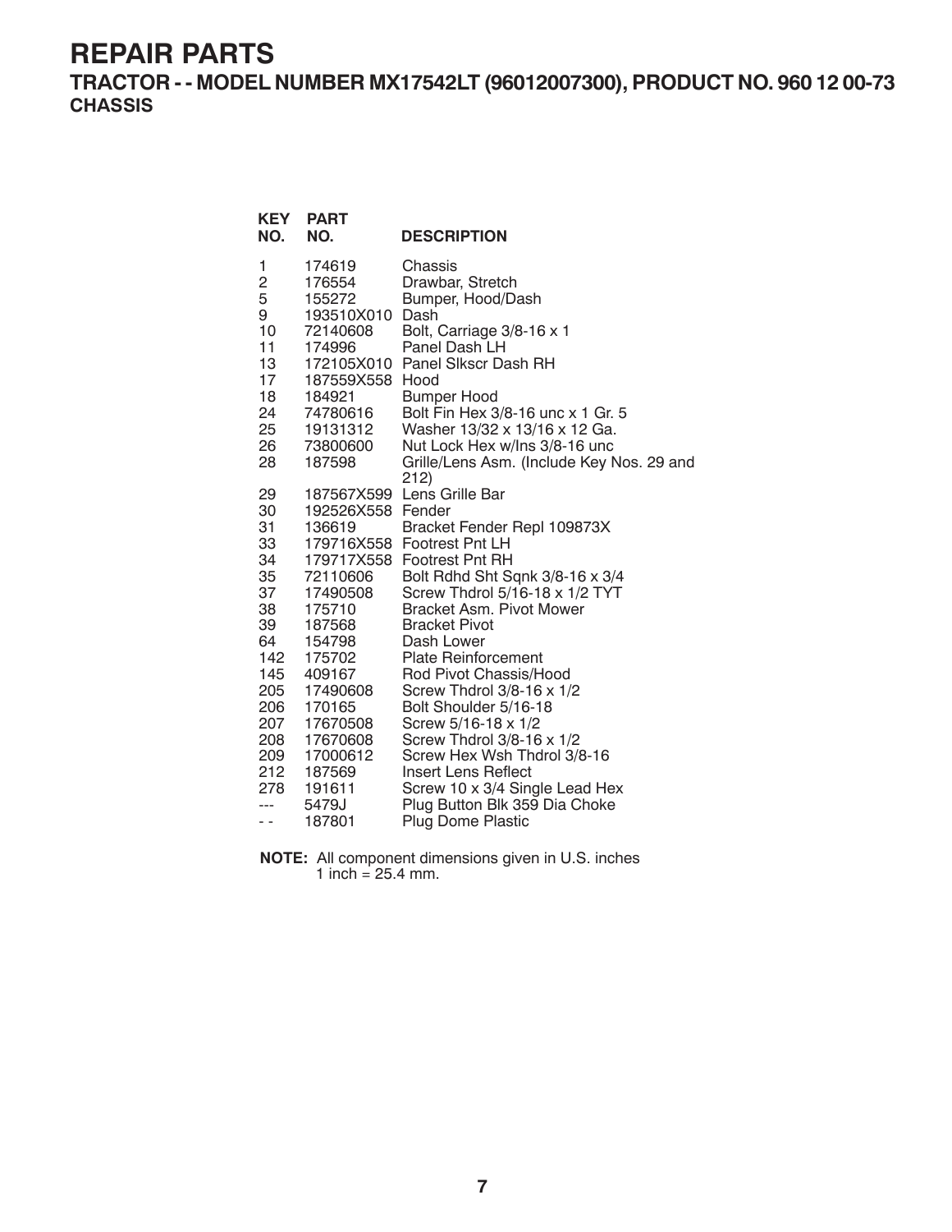# REPAIR PARTS

## TRACTOR - - MODEL NUMBER MX17542LT (96012007300), PRODUCT NO. 960 12 00-73

### CHASSIS

| KEY NO. | PART NO. | DESCRIPTION |
|---|---|---|
| 1 | 174619 | Chassis |
| 2 | 176554 | Drawbar, Stretch |
| 5 | 155272 | Bumper, Hood/Dash |
| 9 | 193510X010 | Dash |
| 10 | 72140608 | Bolt, Carriage 3/8-16 x 1 |
| 11 | 174996 | Panel Dash LH |
| 13 | 172105X010 | Panel Slkscr Dash RH |
| 17 | 187559X558 | Hood |
| 18 | 184921 | Bumper Hood |
| 24 | 74780616 | Bolt Fin Hex 3/8-16 unc x 1 Gr. 5 |
| 25 | 19131312 | Washer 13/32 x 13/16 x 12 Ga. |
| 26 | 73800600 | Nut Lock Hex w/Ins 3/8-16 unc |
| 28 | 187598 | Grille/Lens Asm. (Include Key Nos. 29 and 212) |
| 29 | 187567X599 | Lens Grille Bar |
| 30 | 192526X558 | Fender |
| 31 | 136619 | Bracket Fender Repl 109873X |
| 33 | 179716X558 | Footrest Pnt LH |
| 34 | 179717X558 | Footrest Pnt RH |
| 35 | 72110606 | Bolt Rdhd Sht Sqnk 3/8-16 x 3/4 |
| 37 | 17490508 | Screw Thdrol 5/16-18 x 1/2 TYT |
| 38 | 175710 | Bracket Asm. Pivot Mower |
| 39 | 187568 | Bracket Pivot |
| 64 | 154798 | Dash Lower |
| 142 | 175702 | Plate Reinforcement |
| 145 | 409167 | Rod Pivot Chassis/Hood |
| 205 | 17490608 | Screw Thdrol 3/8-16 x 1/2 |
| 206 | 170165 | Bolt Shoulder 5/16-18 |
| 207 | 17670508 | Screw 5/16-18 x 1/2 |
| 208 | 17670608 | Screw Thdrol 3/8-16 x 1/2 |
| 209 | 17000612 | Screw Hex Wsh Thdrol 3/8-16 |
| 212 | 187569 | Insert Lens Reflect |
| 278 | 191611 | Screw 10 x 3/4 Single Lead Hex |
| --- | 5479J | Plug Button Blk 359 Dia Choke |
| - - | 187801 | Plug Dome Plastic |

**NOTE:** All component dimensions given in U.S. inches
1 inch = 25.4 mm.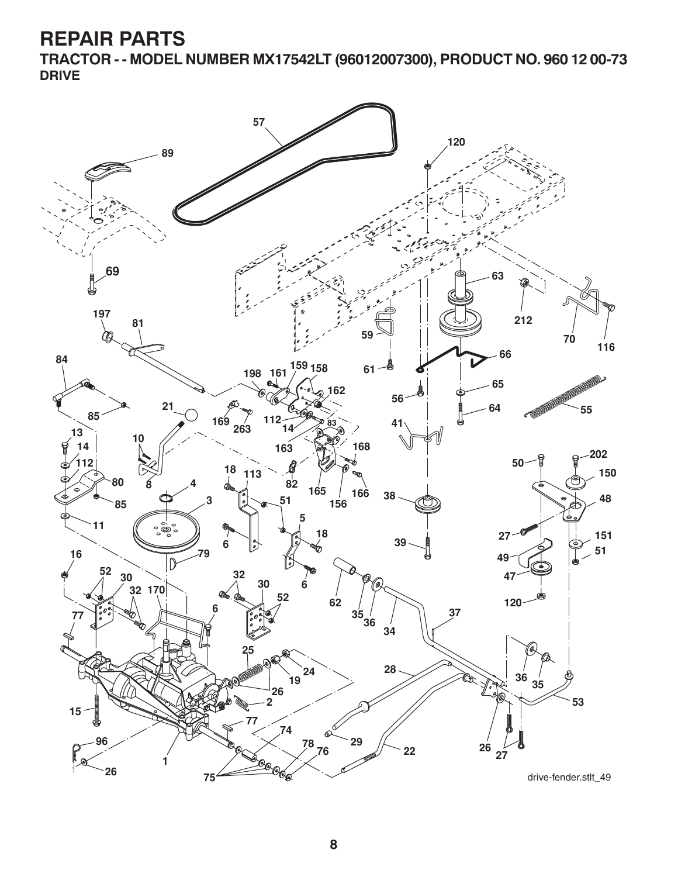# REPAIR PARTS

## TRACTOR - - MODEL NUMBER MX17542LT (96012007300), PRODUCT NO. 960 12 00-73

### DRIVE

drive-fender.stlt_49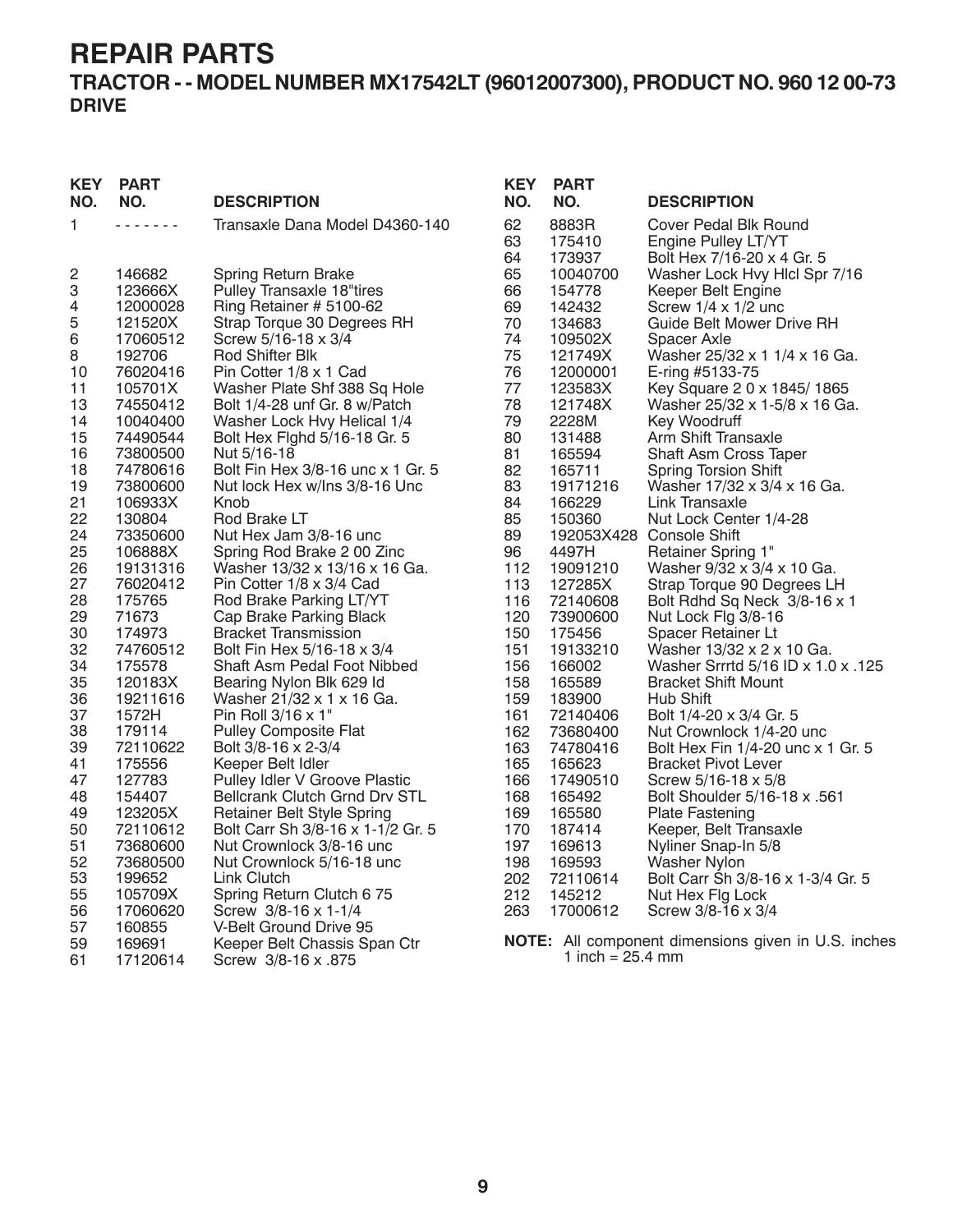# REPAIR PARTS

## TRACTOR - - MODEL NUMBER MX17542LT (96012007300), PRODUCT NO. 960 12 00-73

### DRIVE

| KEY NO. | PART NO. | DESCRIPTION |
|---|---|---|
| 1 | - - - - - - - | Transaxle Dana Model D4360-140 |
| 2 | 146682 | Spring Return Brake |
| 3 | 123666X | Pulley Transaxle 18"tires |
| 4 | 12000028 | Ring Retainer # 5100-62 |
| 5 | 121520X | Strap Torque 30 Degrees RH |
| 6 | 17060512 | Screw 5/16-18 x 3/4 |
| 8 | 192706 | Rod Shifter Blk |
| 10 | 76020416 | Pin Cotter 1/8 x 1 Cad |
| 11 | 105701X | Washer Plate Shf 388 Sq Hole |
| 13 | 74550412 | Bolt 1/4-28 unf Gr. 8 w/Patch |
| 14 | 10040400 | Washer Lock Hvy Helical 1/4 |
| 15 | 74490544 | Bolt Hex Flghd 5/16-18 Gr. 5 |
| 16 | 73800500 | Nut 5/16-18 |
| 18 | 74780616 | Bolt Fin Hex 3/8-16 unc x 1 Gr. 5 |
| 19 | 73800600 | Nut lock Hex w/Ins 3/8-16 Unc |
| 21 | 106933X | Knob |
| 22 | 130804 | Rod Brake LT |
| 24 | 73350600 | Nut Hex Jam 3/8-16 unc |
| 25 | 106888X | Spring Rod Brake 2 00 Zinc |
| 26 | 19131316 | Washer 13/32 x 13/16 x 16 Ga. |
| 27 | 76020412 | Pin Cotter 1/8 x 3/4 Cad |
| 28 | 175765 | Rod Brake Parking LT/YT |
| 29 | 71673 | Cap Brake Parking Black |
| 30 | 174973 | Bracket Transmission |
| 32 | 74760512 | Bolt Fin Hex 5/16-18 x 3/4 |
| 34 | 175578 | Shaft Asm Pedal Foot Nibbed |
| 35 | 120183X | Bearing Nylon Blk 629 Id |
| 36 | 19211616 | Washer 21/32 x 1 x 16 Ga. |
| 37 | 1572H | Pin Roll 3/16 x 1" |
| 38 | 179114 | Pulley Composite Flat |
| 39 | 72110622 | Bolt 3/8-16 x 2-3/4 |
| 41 | 175556 | Keeper Belt Idler |
| 47 | 127783 | Pulley Idler V Groove Plastic |
| 48 | 154407 | Bellcrank Clutch Grnd Drv STL |
| 49 | 123205X | Retainer Belt Style Spring |
| 50 | 72110612 | Bolt Carr Sh 3/8-16 x 1-1/2 Gr. 5 |
| 51 | 73680600 | Nut Crownlock 3/8-16 unc |
| 52 | 73680500 | Nut Crownlock 5/16-18 unc |
| 53 | 199652 | Link Clutch |
| 55 | 105709X | Spring Return Clutch 6 75 |
| 56 | 17060620 | Screw 3/8-16 x 1-1/4 |
| 57 | 160855 | V-Belt Ground Drive 95 |
| 59 | 169691 | Keeper Belt Chassis Span Ctr |
| 61 | 17120614 | Screw 3/8-16 x .875 |
| 62 | 8883R | Cover Pedal Blk Round |
| 63 | 175410 | Engine Pulley LT/YT |
| 64 | 173937 | Bolt Hex 7/16-20 x 4 Gr. 5 |
| 65 | 10040700 | Washer Lock Hvy Hlcl Spr 7/16 |
| 66 | 154778 | Keeper Belt Engine |
| 69 | 142432 | Screw 1/4 x 1/2 unc |
| 70 | 134683 | Guide Belt Mower Drive RH |
| 74 | 109502X | Spacer Axle |
| 75 | 121749X | Washer 25/32 x 1 1/4 x 16 Ga. |
| 76 | 12000001 | E-ring #5133-75 |
| 77 | 123583X | Key Square 2 0 x 1845/ 1865 |
| 78 | 121748X | Washer 25/32 x 1-5/8 x 16 Ga. |
| 79 | 2228M | Key Woodruff |
| 80 | 131488 | Arm Shift Transaxle |
| 81 | 165594 | Shaft Asm Cross Taper |
| 82 | 165711 | Spring Torsion Shift |
| 83 | 19171216 | Washer 17/32 x 3/4 x 16 Ga. |
| 84 | 166229 | Link Transaxle |
| 85 | 150360 | Nut Lock Center 1/4-28 |
| 89 | 192053X428 | Console Shift |
| 96 | 4497H | Retainer Spring 1" |
| 112 | 19091210 | Washer 9/32 x 3/4 x 10 Ga. |
| 113 | 127285X | Strap Torque 90 Degrees LH |
| 116 | 72140608 | Bolt Rdhd Sq Neck 3/8-16 x 1 |
| 120 | 73900600 | Nut Lock Flg 3/8-16 |
| 150 | 175456 | Spacer Retainer Lt |
| 151 | 19133210 | Washer 13/32 x 2 x 10 Ga. |
| 156 | 166002 | Washer Srrrtd 5/16 ID x 1.0 x .125 |
| 158 | 165589 | Bracket Shift Mount |
| 159 | 183900 | Hub Shift |
| 161 | 72140406 | Bolt 1/4-20 x 3/4 Gr. 5 |
| 162 | 73680400 | Nut Crownlock 1/4-20 unc |
| 163 | 74780416 | Bolt Hex Fin 1/4-20 unc x 1 Gr. 5 |
| 165 | 165623 | Bracket Pivot Lever |
| 166 | 17490510 | Screw 5/16-18 x 5/8 |
| 168 | 165492 | Bolt Shoulder 5/16-18 x .561 |
| 169 | 165580 | Plate Fastening |
| 170 | 187414 | Keeper, Belt Transaxle |
| 197 | 169613 | Nyliner Snap-In 5/8 |
| 198 | 169593 | Washer Nylon |
| 202 | 72110614 | Bolt Carr Sh 3/8-16 x 1-3/4 Gr. 5 |
| 212 | 145212 | Nut Hex Flg Lock |
| 263 | 17000612 | Screw 3/8-16 x 3/4 |

**NOTE:** All component dimensions given in U.S. inches
1 inch = 25.4 mm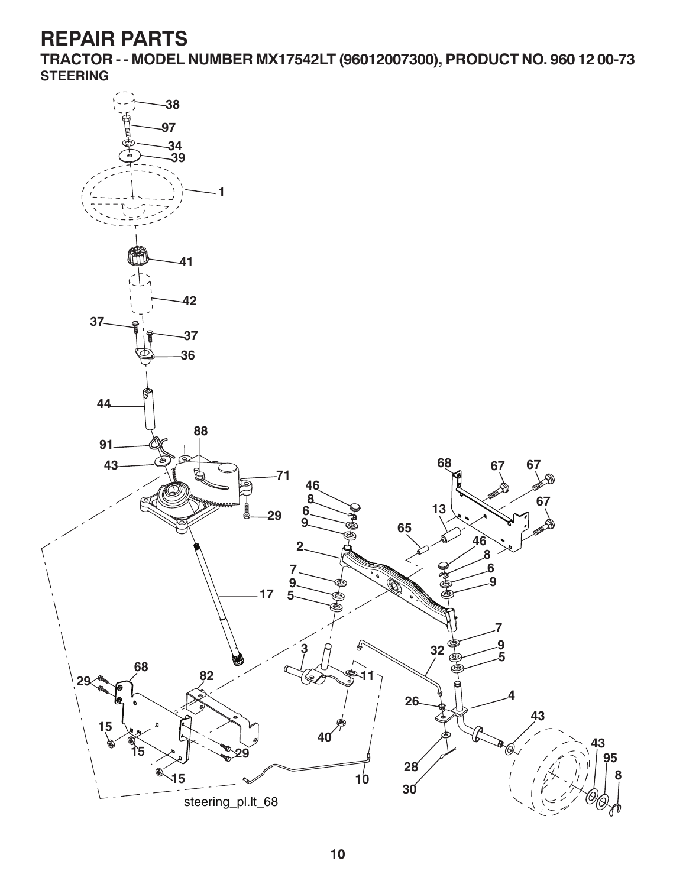# REPAIR PARTS

## TRACTOR - - MODEL NUMBER MX17542LT (96012007300), PRODUCT NO. 960 12 00-73

### STEERING

38
97
34
39
1
41
42
37
37
36
44
88
91
43
71
29
17
68
29
82
15
15
29
15
46
8
6
9
2
7
9
5
3
11
40
10
65
13
68
67
67
67
46
8
6
9
7
9
5
32
26
4
28
30
43
43
95
8

steering_pl.lt_68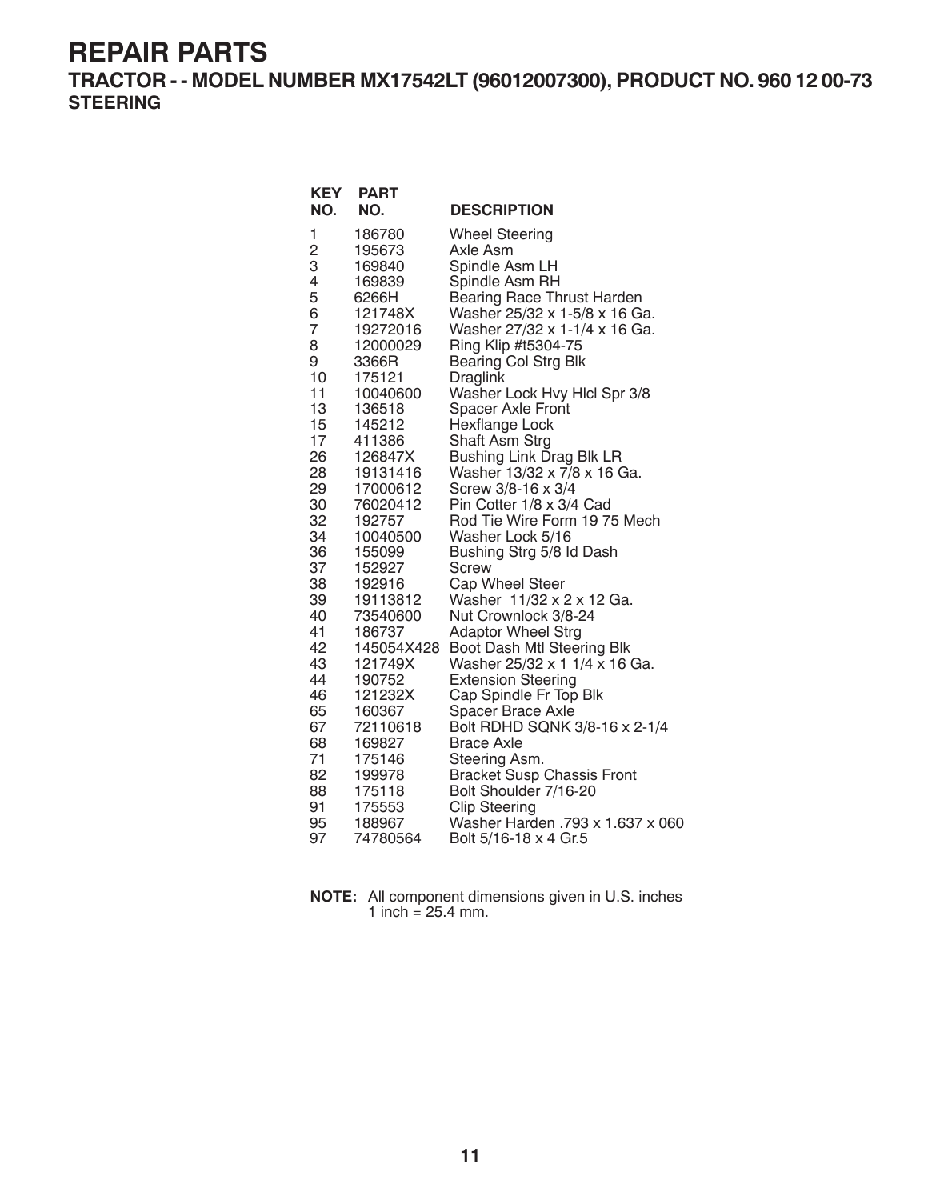# REPAIR PARTS

## TRACTOR - - MODEL NUMBER MX17542LT (96012007300), PRODUCT NO. 960 12 00-73

### STEERING

| KEY NO. | PART NO. | DESCRIPTION |
|---|---|---|
| 1 | 186780 | Wheel Steering |
| 2 | 195673 | Axle Asm |
| 3 | 169840 | Spindle Asm LH |
| 4 | 169839 | Spindle Asm RH |
| 5 | 6266H | Bearing Race Thrust Harden |
| 6 | 121748X | Washer 25/32 x 1-5/8 x 16 Ga. |
| 7 | 19272016 | Washer 27/32 x 1-1/4 x 16 Ga. |
| 8 | 12000029 | Ring Klip #t5304-75 |
| 9 | 3366R | Bearing Col Strg Blk |
| 10 | 175121 | Draglink |
| 11 | 10040600 | Washer Lock Hvy Hlcl Spr 3/8 |
| 13 | 136518 | Spacer Axle Front |
| 15 | 145212 | Hexflange Lock |
| 17 | 411386 | Shaft Asm Strg |
| 26 | 126847X | Bushing Link Drag Blk LR |
| 28 | 19131416 | Washer 13/32 x 7/8 x 16 Ga. |
| 29 | 17000612 | Screw 3/8-16 x 3/4 |
| 30 | 76020412 | Pin Cotter 1/8 x 3/4 Cad |
| 32 | 192757 | Rod Tie Wire Form 19 75 Mech |
| 34 | 10040500 | Washer Lock 5/16 |
| 36 | 155099 | Bushing Strg 5/8 Id Dash |
| 37 | 152927 | Screw |
| 38 | 192916 | Cap Wheel Steer |
| 39 | 19113812 | Washer 11/32 x 2 x 12 Ga. |
| 40 | 73540600 | Nut Crownlock 3/8-24 |
| 41 | 186737 | Adaptor Wheel Strg |
| 42 | 145054X428 | Boot Dash Mtl Steering Blk |
| 43 | 121749X | Washer 25/32 x 1 1/4 x 16 Ga. |
| 44 | 190752 | Extension Steering |
| 46 | 121232X | Cap Spindle Fr Top Blk |
| 65 | 160367 | Spacer Brace Axle |
| 67 | 72110618 | Bolt RDHD SQNK 3/8-16 x 2-1/4 |
| 68 | 169827 | Brace Axle |
| 71 | 175146 | Steering Asm. |
| 82 | 199978 | Bracket Susp Chassis Front |
| 88 | 175118 | Bolt Shoulder 7/16-20 |
| 91 | 175553 | Clip Steering |
| 95 | 188967 | Washer Harden .793 x 1.637 x 060 |
| 97 | 74780564 | Bolt 5/16-18 x 4 Gr.5 |

**NOTE:** All component dimensions given in U.S. inches
1 inch = 25.4 mm.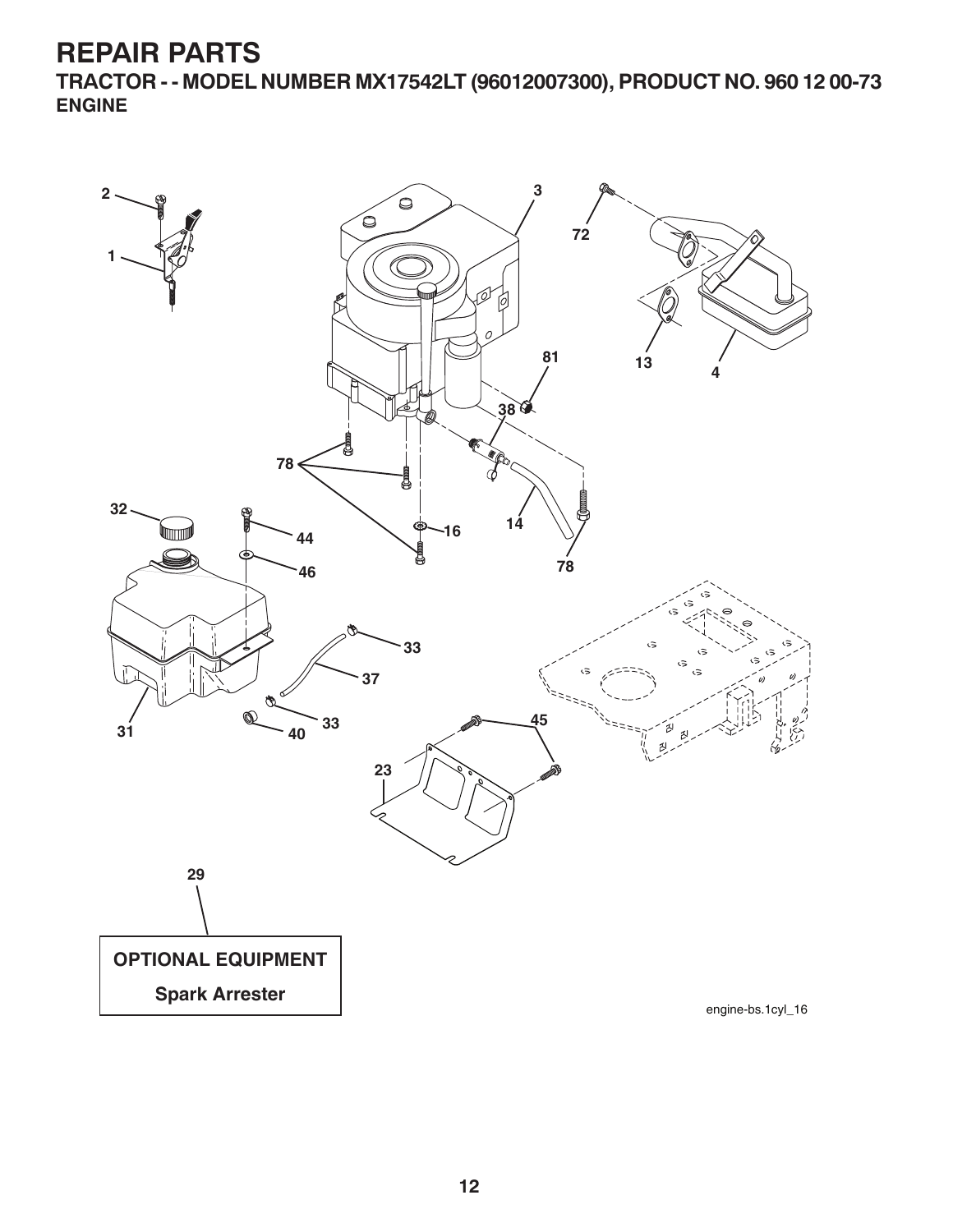# REPAIR PARTS

## TRACTOR - - MODEL NUMBER MX17542LT (96012007300), PRODUCT NO. 960 12 00-73

### ENGINE

2

1

3

72

13

4

81

38

78

32

44

16

14

46

78

33

37

31

40

33

45

23

29

**OPTIONAL EQUIPMENT**

**Spark Arrester**

engine-bs.1cyl_16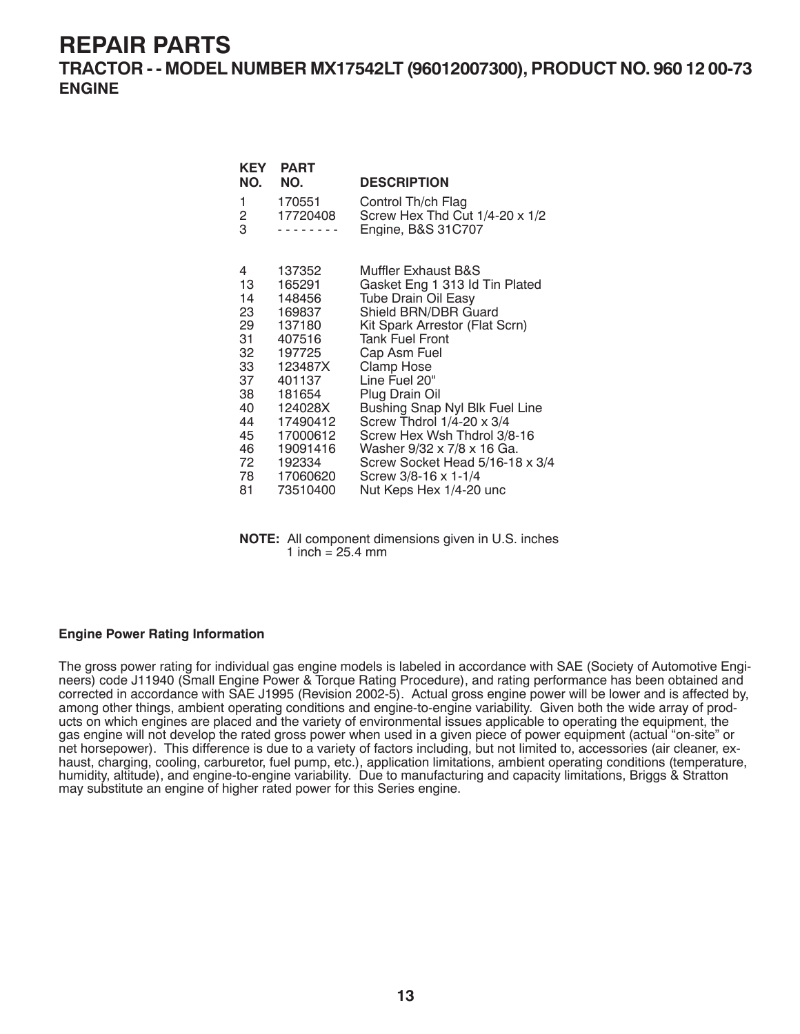# REPAIR PARTS

## TRACTOR - - MODEL NUMBER MX17542LT (96012007300), PRODUCT NO. 960 12 00-73

### ENGINE

| KEY NO. | PART NO. | DESCRIPTION |
|---|---|---|
| 1 | 170551 | Control Th/ch Flag |
| 2 | 17720408 | Screw Hex Thd Cut 1/4-20 x 1/2 |
| 3 | - - - - - - - - | Engine, B&S 31C707 |
| 4 | 137352 | Muffler Exhaust B&S |
| 13 | 165291 | Gasket Eng 1 313 Id Tin Plated |
| 14 | 148456 | Tube Drain Oil Easy |
| 23 | 169837 | Shield BRN/DBR Guard |
| 29 | 137180 | Kit Spark Arrestor (Flat Scrn) |
| 31 | 407516 | Tank Fuel Front |
| 32 | 197725 | Cap Asm Fuel |
| 33 | 123487X | Clamp Hose |
| 37 | 401137 | Line Fuel 20" |
| 38 | 181654 | Plug Drain Oil |
| 40 | 124028X | Bushing Snap Nyl Blk Fuel Line |
| 44 | 17490412 | Screw Thdrol 1/4-20 x 3/4 |
| 45 | 17000612 | Screw Hex Wsh Thdrol 3/8-16 |
| 46 | 19091416 | Washer 9/32 x 7/8 x 16 Ga. |
| 72 | 192334 | Screw Socket Head 5/16-18 x 3/4 |
| 78 | 17060620 | Screw 3/8-16 x 1-1/4 |
| 81 | 73510400 | Nut Keps Hex 1/4-20 unc |

**NOTE:** All component dimensions given in U.S. inches
1 inch = 25.4 mm

**Engine Power Rating Information**

The gross power rating for individual gas engine models is labeled in accordance with SAE (Society of Automotive Engineers) code J11940 (Small Engine Power & Torque Rating Procedure), and rating performance has been obtained and corrected in accordance with SAE J1995 (Revision 2002-5). Actual gross engine power will be lower and is affected by, among other things, ambient operating conditions and engine-to-engine variability. Given both the wide array of products on which engines are placed and the variety of environmental issues applicable to operating the equipment, the gas engine will not develop the rated gross power when used in a given piece of power equipment (actual "on-site" or net horsepower). This difference is due to a variety of factors including, but not limited to, accessories (air cleaner, exhaust, charging, cooling, carburetor, fuel pump, etc.), application limitations, ambient operating conditions (temperature, humidity, altitude), and engine-to-engine variability. Due to manufacturing and capacity limitations, Briggs & Stratton may substitute an engine of higher rated power for this Series engine.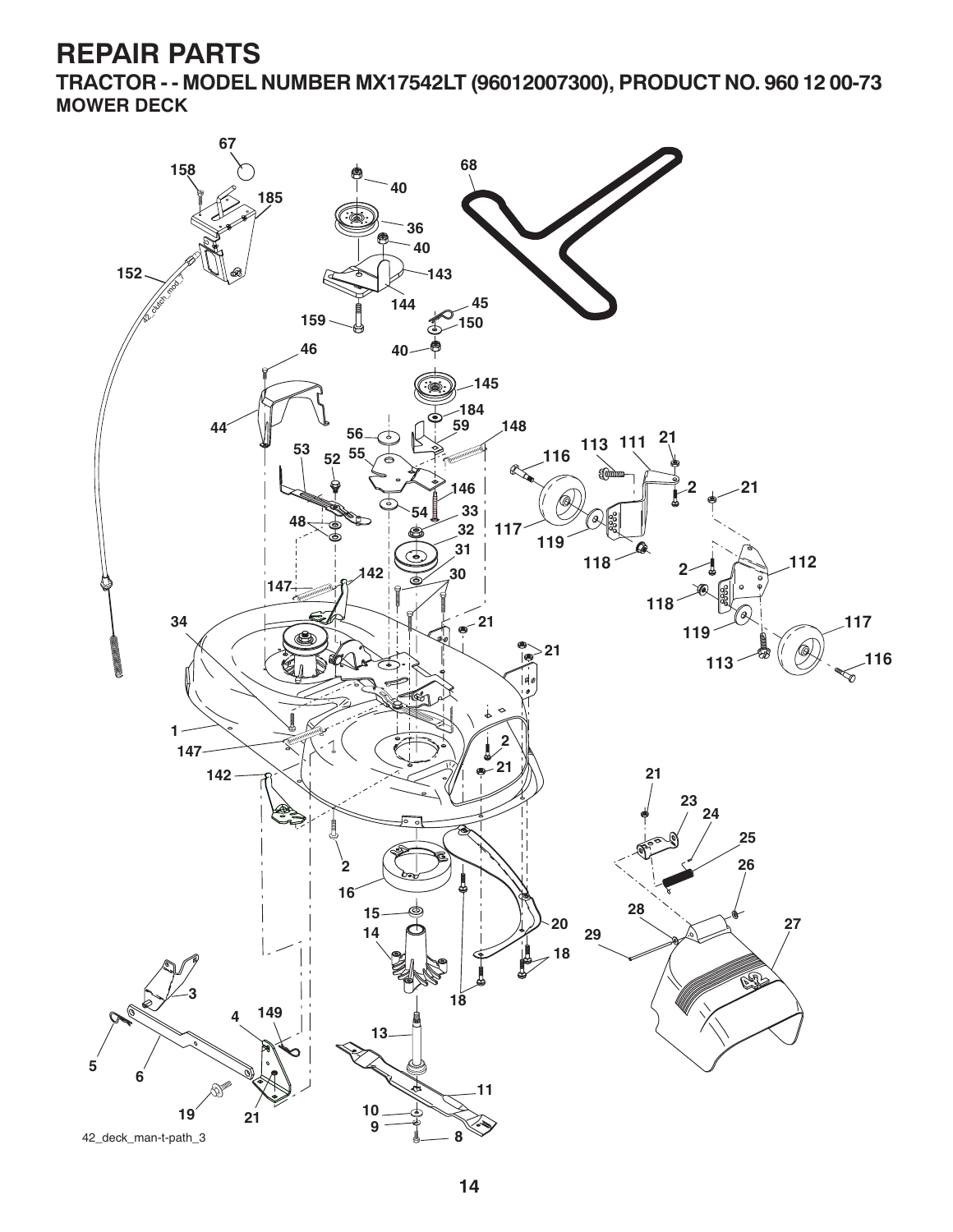# REPAIR PARTS

## TRACTOR - - MODEL NUMBER MX17542LT (96012007300), PRODUCT NO. 960 12 00-73

### MOWER DECK

42_deck_man-t-path_3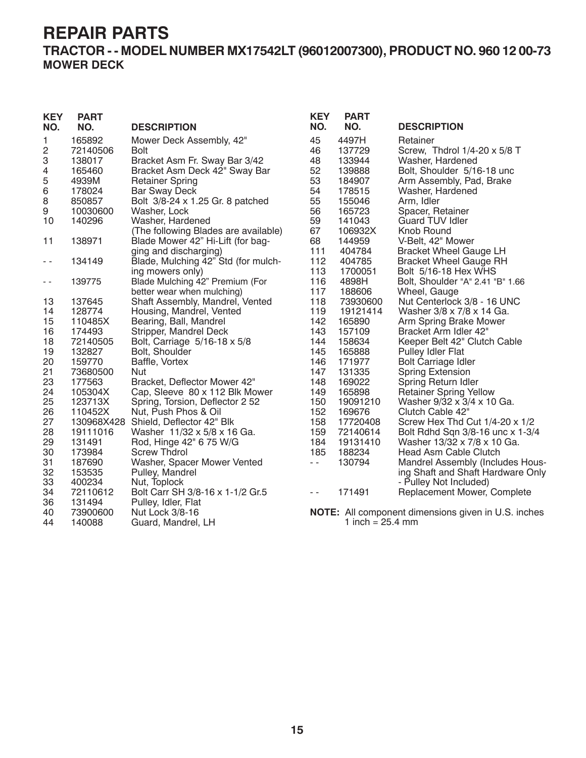# REPAIR PARTS

## TRACTOR - - MODEL NUMBER MX17542LT (96012007300), PRODUCT NO. 960 12 00-73

### MOWER DECK

| KEY NO. | PART NO. | DESCRIPTION |
|---|---|---|
| 1 | 165892 | Mower Deck Assembly, 42" |
| 2 | 72140506 | Bolt |
| 3 | 138017 | Bracket Asm Fr. Sway Bar 3/42 |
| 4 | 165460 | Bracket Asm Deck 42" Sway Bar |
| 5 | 4939M | Retainer Spring |
| 6 | 178024 | Bar Sway Deck |
| 8 | 850857 | Bolt 3/8-24 x 1.25 Gr. 8 patched |
| 9 | 10030600 | Washer, Lock |
| 10 | 140296 | Washer, Hardened |
| | | (The following Blades are available) |
| 11 | 138971 | Blade Mower 42" Hi-Lift (for bagging and discharging) |
| - - | 134149 | Blade, Mulching 42" Std (for mulching mowers only) |
| - - | 139775 | Blade Mulching 42" Premium (For better wear when mulching) |
| 13 | 137645 | Shaft Assembly, Mandrel, Vented |
| 14 | 128774 | Housing, Mandrel, Vented |
| 15 | 110485X | Bearing, Ball, Mandrel |
| 16 | 174493 | Stripper, Mandrel Deck |
| 18 | 72140505 | Bolt, Carriage 5/16-18 x 5/8 |
| 19 | 132827 | Bolt, Shoulder |
| 20 | 159770 | Baffle, Vortex |
| 21 | 73680500 | Nut |
| 23 | 177563 | Bracket, Deflector Mower 42" |
| 24 | 105304X | Cap, Sleeve 80 x 112 Blk Mower |
| 25 | 123713X | Spring, Torsion, Deflector 2 52 |
| 26 | 110452X | Nut, Push Phos & Oil |
| 27 | 130968X428 | Shield, Deflector 42" Blk |
| 28 | 19111016 | Washer 11/32 x 5/8 x 16 Ga. |
| 29 | 131491 | Rod, Hinge 42" 6 75 W/G |
| 30 | 173984 | Screw Thdrol |
| 31 | 187690 | Washer, Spacer Mower Vented |
| 32 | 153535 | Pulley, Mandrel |
| 33 | 400234 | Nut, Toplock |
| 34 | 72110612 | Bolt Carr SH 3/8-16 x 1-1/2 Gr.5 |
| 36 | 131494 | Pulley, Idler, Flat |
| 40 | 73900600 | Nut Lock 3/8-16 |
| 44 | 140088 | Guard, Mandrel, LH |
| 45 | 4497H | Retainer |
| 46 | 137729 | Screw, Thdrol 1/4-20 x 5/8 T |
| 48 | 133944 | Washer, Hardened |
| 52 | 139888 | Bolt, Shoulder 5/16-18 unc |
| 53 | 184907 | Arm Assembly, Pad, Brake |
| 54 | 178515 | Washer, Hardened |
| 55 | 155046 | Arm, Idler |
| 56 | 165723 | Spacer, Retainer |
| 59 | 141043 | Guard TUV Idler |
| 67 | 106932X | Knob Round |
| 68 | 144959 | V-Belt, 42" Mower |
| 111 | 404784 | Bracket Wheel Gauge LH |
| 112 | 404785 | Bracket Wheel Gauge RH |
| 113 | 1700051 | Bolt 5/16-18 Hex WHS |
| 116 | 4898H | Bolt, Shoulder "A" 2.41 "B" 1.66 |
| 117 | 188606 | Wheel, Gauge |
| 118 | 73930600 | Nut Centerlock 3/8 - 16 UNC |
| 119 | 19121414 | Washer 3/8 x 7/8 x 14 Ga. |
| 142 | 165890 | Arm Spring Brake Mower |
| 143 | 157109 | Bracket Arm Idler 42" |
| 144 | 158634 | Keeper Belt 42" Clutch Cable |
| 145 | 165888 | Pulley Idler Flat |
| 146 | 171977 | Bolt Carriage Idler |
| 147 | 131335 | Spring Extension |
| 148 | 169022 | Spring Return Idler |
| 149 | 165898 | Retainer Spring Yellow |
| 150 | 19091210 | Washer 9/32 x 3/4 x 10 Ga. |
| 152 | 169676 | Clutch Cable 42" |
| 158 | 17720408 | Screw Hex Thd Cut 1/4-20 x 1/2 |
| 159 | 72140614 | Bolt Rdhd Sqn 3/8-16 unc x 1-3/4 |
| 184 | 19131410 | Washer 13/32 x 7/8 x 10 Ga. |
| 185 | 188234 | Head Asm Cable Clutch |
| - - | 130794 | Mandrel Assembly (Includes Housing Shaft and Shaft Hardware Only - Pulley Not Included) |
| - - | 171491 | Replacement Mower, Complete |

**NOTE:** All component dimensions given in U.S. inches
1 inch = 25.4 mm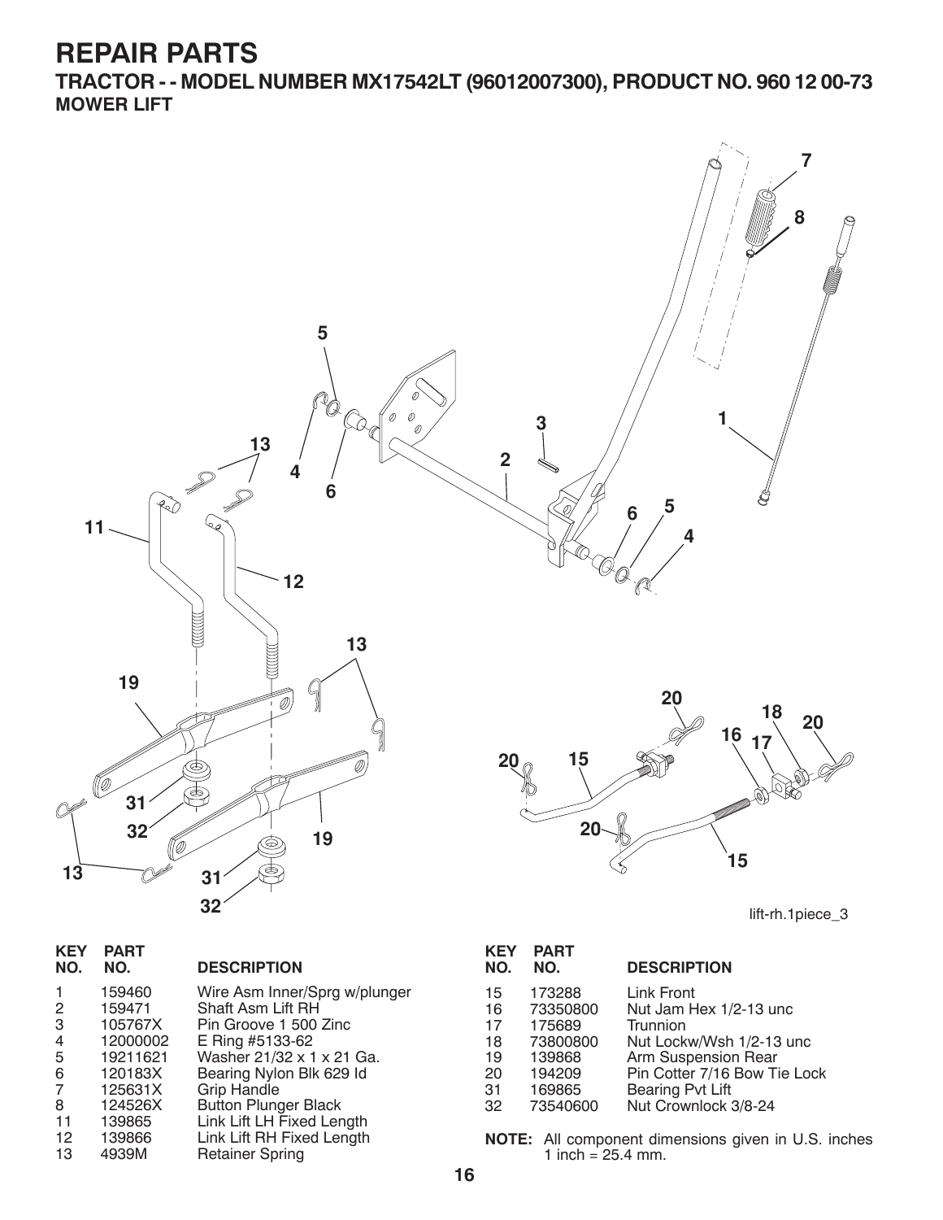# REPAIR PARTS

## TRACTOR - - MODEL NUMBER MX17542LT (96012007300), PRODUCT NO. 960 12 00-73

### MOWER LIFT

lift-rh.1piece_3

| KEY NO. | PART NO. | DESCRIPTION |
|---|---|---|
| 1 | 159460 | Wire Asm Inner/Sprg w/plunger |
| 2 | 159471 | Shaft Asm Lift RH |
| 3 | 105767X | Pin Groove 1 500 Zinc |
| 4 | 12000002 | E Ring #5133-62 |
| 5 | 19211621 | Washer 21/32 x 1 x 21 Ga. |
| 6 | 120183X | Bearing Nylon Blk 629 Id |
| 7 | 125631X | Grip Handle |
| 8 | 124526X | Button Plunger Black |
| 11 | 139865 | Link Lift LH Fixed Length |
| 12 | 139866 | Link Lift RH Fixed Length |
| 13 | 4939M | Retainer Spring |
| 15 | 173288 | Link Front |
| 16 | 73350800 | Nut Jam Hex 1/2-13 unc |
| 17 | 175689 | Trunnion |
| 18 | 73800800 | Nut Lockw/Wsh 1/2-13 unc |
| 19 | 139868 | Arm Suspension Rear |
| 20 | 194209 | Pin Cotter 7/16 Bow Tie Lock |
| 31 | 169865 | Bearing Pvt Lift |
| 32 | 73540600 | Nut Crownlock 3/8-24 |

**NOTE:** All component dimensions given in U.S. inches
1 inch = 25.4 mm.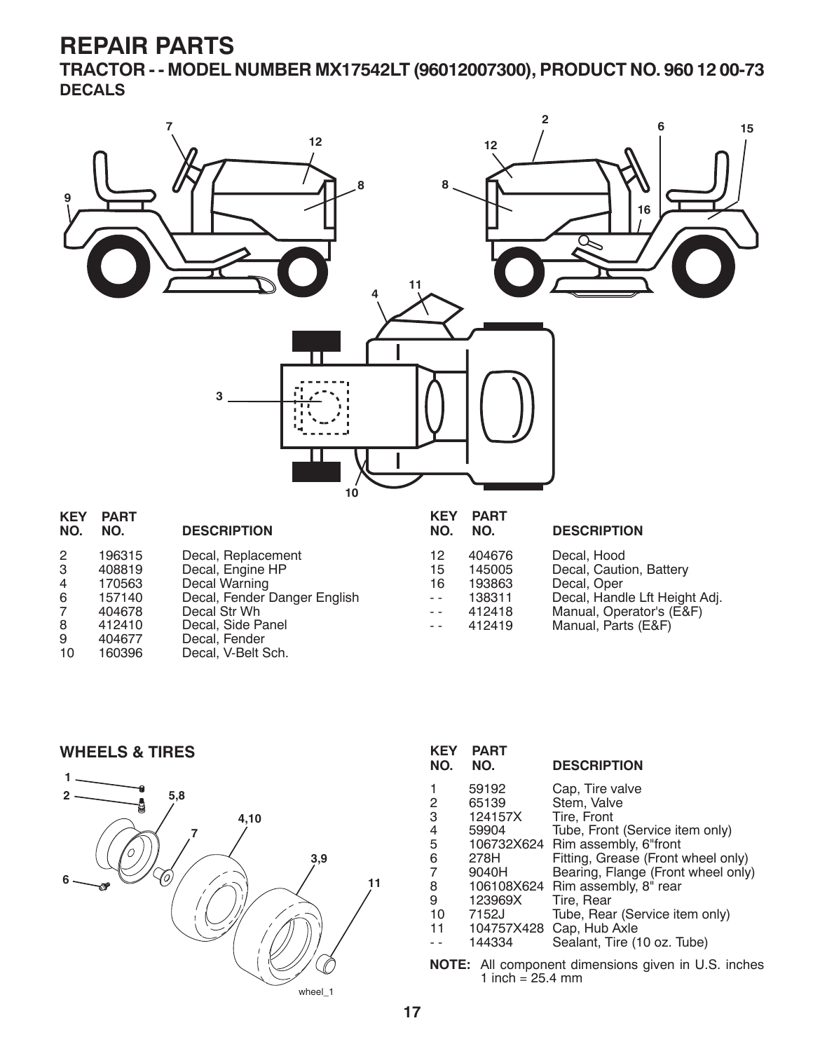# REPAIR PARTS

## TRACTOR - - MODEL NUMBER MX17542LT (96012007300), PRODUCT NO. 960 12 00-73

### DECALS

| KEY NO. | PART NO. | DESCRIPTION |
|---|---|---|
| 2 | 196315 | Decal, Replacement |
| 3 | 408819 | Decal, Engine HP |
| 4 | 170563 | Decal Warning |
| 6 | 157140 | Decal, Fender Danger English |
| 7 | 404678 | Decal Str Wh |
| 8 | 412410 | Decal, Side Panel |
| 9 | 404677 | Decal, Fender |
| 10 | 160396 | Decal, V-Belt Sch. |
| 12 | 404676 | Decal, Hood |
| 15 | 145005 | Decal, Caution, Battery |
| 16 | 193863 | Decal, Oper |
| - - | 138311 | Decal, Handle Lft Height Adj. |
| - - | 412418 | Manual, Operator's (E&F) |
| - - | 412419 | Manual, Parts (E&F) |

### WHEELS & TIRES

| KEY NO. | PART NO. | DESCRIPTION |
|---|---|---|
| 1 | 59192 | Cap, Tire valve |
| 2 | 65139 | Stem, Valve |
| 3 | 124157X | Tire, Front |
| 4 | 59904 | Tube, Front (Service item only) |
| 5 | 106732X624 | Rim assembly, 6"front |
| 6 | 278H | Fitting, Grease (Front wheel only) |
| 7 | 9040H | Bearing, Flange (Front wheel only) |
| 8 | 106108X624 | Rim assembly, 8" rear |
| 9 | 123969X | Tire, Rear |
| 10 | 7152J | Tube, Rear (Service item only) |
| 11 | 104757X428 | Cap, Hub Axle |
| - - | 144334 | Sealant, Tire (10 oz. Tube) |

**NOTE:** All component dimensions given in U.S. inches
1 inch = 25.4 mm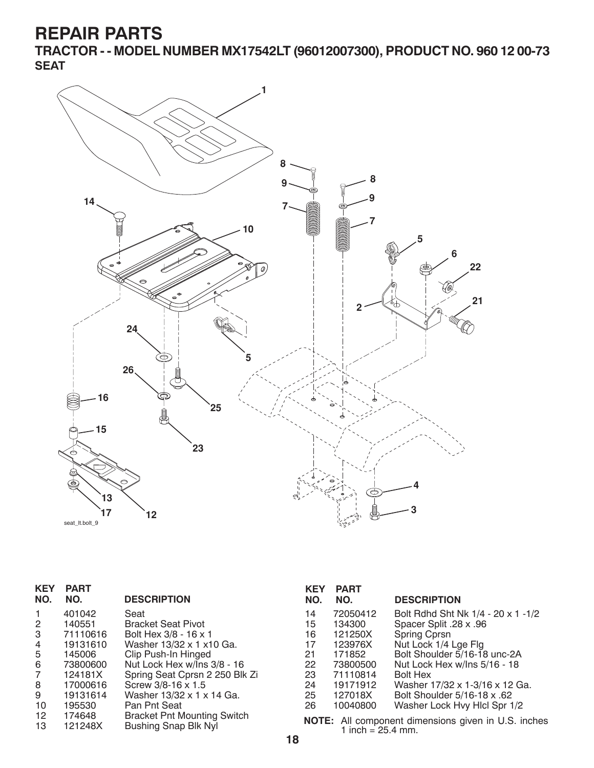# REPAIR PARTS

## TRACTOR - - MODEL NUMBER MX17542LT (96012007300), PRODUCT NO. 960 12 00-73

### SEAT

| KEY NO. | PART NO. | DESCRIPTION |
|---|---|---|
| 1 | 401042 | Seat |
| 2 | 140551 | Bracket Seat Pivot |
| 3 | 71110616 | Bolt Hex 3/8 - 16 x 1 |
| 4 | 19131610 | Washer 13/32 x 1 x10 Ga. |
| 5 | 145006 | Clip Push-In Hinged |
| 6 | 73800600 | Nut Lock Hex w/Ins 3/8 - 16 |
| 7 | 124181X | Spring Seat Cprsn 2 250 Blk Zi |
| 8 | 17000616 | Screw 3/8-16 x 1.5 |
| 9 | 19131614 | Washer 13/32 x 1 x 14 Ga. |
| 10 | 195530 | Pan Pnt Seat |
| 12 | 174648 | Bracket Pnt Mounting Switch |
| 13 | 121248X | Bushing Snap Blk Nyl |
| 14 | 72050412 | Bolt Rdhd Sht Nk 1/4 - 20 x 1 -1/2 |
| 15 | 134300 | Spacer Split .28 x .96 |
| 16 | 121250X | Spring Cprsn |
| 17 | 123976X | Nut Lock 1/4 Lge Flg |
| 21 | 171852 | Bolt Shoulder 5/16-18 unc-2A |
| 22 | 73800500 | Nut Lock Hex w/Ins 5/16 - 18 |
| 23 | 71110814 | Bolt Hex |
| 24 | 19171912 | Washer 17/32 x 1-3/16 x 12 Ga. |
| 25 | 127018X | Bolt Shoulder 5/16-18 x .62 |
| 26 | 10040800 | Washer Lock Hvy Hlcl Spr 1/2 |

**NOTE:** All component dimensions given in U.S. inches
1 inch = 25.4 mm.